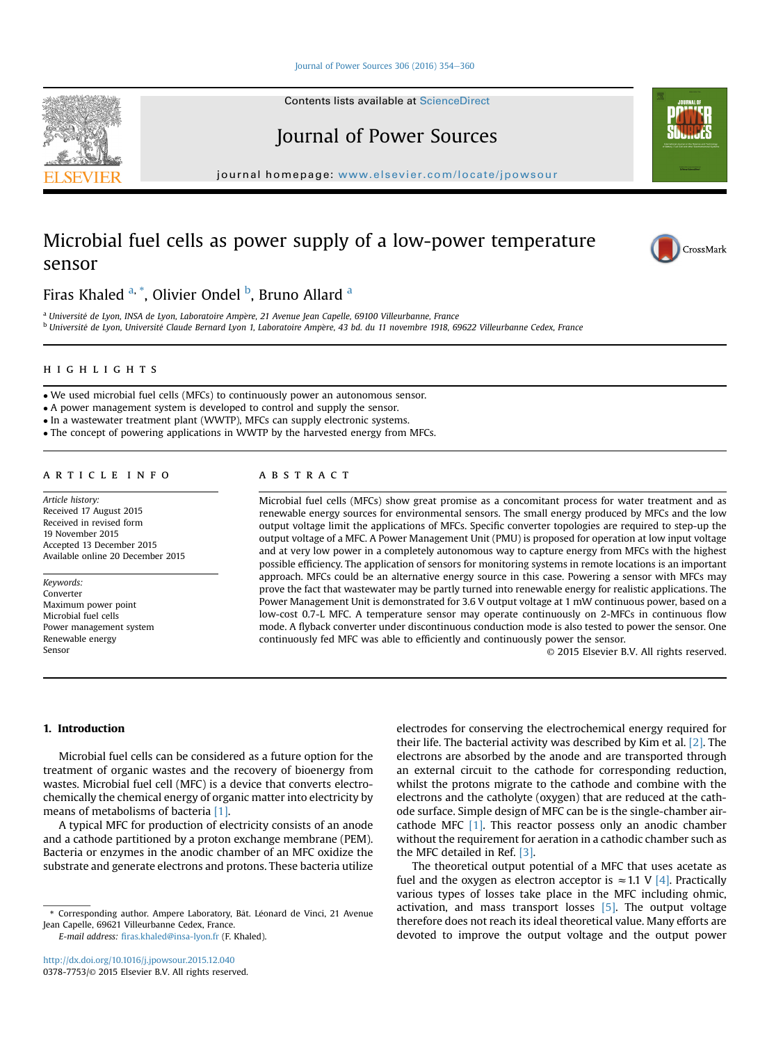# Microbial fuel cells as power supply of a low-power temperature sensor

Firas Khaled [a, *], Olivier Ondel [b], Bruno Allard [a]

[a] Université de Lyon, INSA de Lyon, Laboratoire Ampère, 21 Avenue Jean Capelle, 69100 Villeurbanne, France

[b] Université de Lyon, Université Claude Bernard Lyon 1, Laboratoire Ampère, 43 bd. du 11 novembre 1918, 69622 Villeurbanne Cedex, France

## HIGHLIGHTS

- We used microbial fuel cells (MFCs) to continuously power an autonomous sensor.
- A power management system is developed to control and supply the sensor.
- In a wastewater treatment plant (WWTP), MFCs can supply electronic systems.
- The concept of powering applications in WWTP by the harvested energy from MFCs.

## ARTICLE INFO

*Article history:*
Received 17 August 2015
Received in revised form
19 November 2015
Accepted 13 December 2015
Available online 20 December 2015

*Keywords:*
Converter
Maximum power point
Microbial fuel cells
Power management system
Renewable energy
Sensor

## ABSTRACT

Microbial fuel cells (MFCs) show great promise as a concomitant process for water treatment and as renewable energy sources for environmental sensors. The small energy produced by MFCs and the low output voltage limit the applications of MFCs. Specific converter topologies are required to step-up the output voltage of a MFC. A Power Management Unit (PMU) is proposed for operation at low input voltage and at very low power in a completely autonomous way to capture energy from MFCs with the highest possible efficiency. The application of sensors for monitoring systems in remote locations is an important approach. MFCs could be an alternative energy source in this case. Powering a sensor with MFCs may prove the fact that wastewater may be partly turned into renewable energy for realistic applications. The Power Management Unit is demonstrated for 3.6 V output voltage at 1 mW continuous power, based on a low-cost 0.7-L MFC. A temperature sensor may operate continuously on 2-MFCs in continuous flow mode. A flyback converter under discontinuous conduction mode is also tested to power the sensor. One continuously fed MFC was able to efficiently and continuously power the sensor.

© 2015 Elsevier B.V. All rights reserved.

## 1. Introduction

Microbial fuel cells can be considered as a future option for the treatment of organic wastes and the recovery of bioenergy from wastes. Microbial fuel cell (MFC) is a device that converts electrochemically the chemical energy of organic matter into electricity by means of metabolisms of bacteria [1].

A typical MFC for production of electricity consists of an anode and a cathode partitioned by a proton exchange membrane (PEM). Bacteria or enzymes in the anodic chamber of an MFC oxidize the substrate and generate electrons and protons. These bacteria utilize electrodes for conserving the electrochemical energy required for their life. The bacterial activity was described by Kim et al. [2]. The electrons are absorbed by the anode and are transported through an external circuit to the cathode for corresponding reduction, whilst the protons migrate to the cathode and combine with the electrons and the catholyte (oxygen) that are reduced at the cathode surface. Simple design of MFC can be is the single-chamber air-cathode MFC [1]. This reactor possess only an anodic chamber without the requirement for aeration in a cathodic chamber such as the MFC detailed in Ref. [3].

The theoretical output potential of a MFC that uses acetate as fuel and the oxygen as electron acceptor is $\approx 1.1$ V [4]. Practically various types of losses take place in the MFC including ohmic, activation, and mass transport losses [5]. The output voltage therefore does not reach its ideal theoretical value. Many efforts are devoted to improve the output voltage and the output power

* Corresponding author. Ampere Laboratory, Bât. Léonard de Vinci, 21 Avenue Jean Capelle, 69621 Villeurbanne Cedex, France.
*E-mail address:* firas.khaled@insa-lyon.fr (F. Khaled).

http://dx.doi.org/10.1016/j.jpowsour.2015.12.040
0378-7753/© 2015 Elsevier B.V. All rights reserved.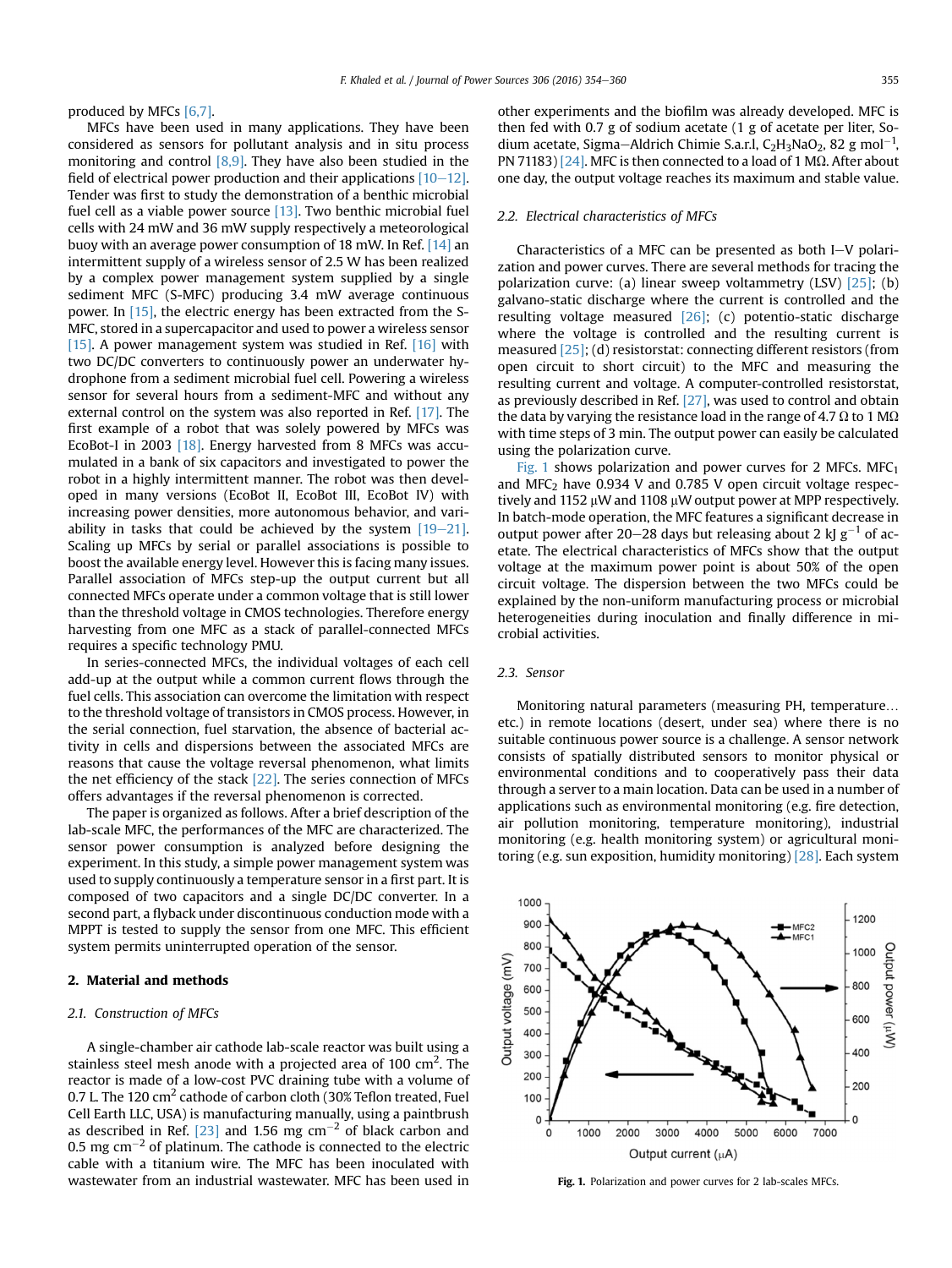produced by MFCs [6,7].

MFCs have been used in many applications. They have been considered as sensors for pollutant analysis and in situ process monitoring and control [8,9]. They have also been studied in the field of electrical power production and their applications [10–12]. Tender was first to study the demonstration of a benthic microbial fuel cell as a viable power source [13]. Two benthic microbial fuel cells with 24 mW and 36 mW supply respectively a meteorological buoy with an average power consumption of 18 mW. In Ref. [14] an intermittent supply of a wireless sensor of 2.5 W has been realized by a complex power management system supplied by a single sediment MFC (S-MFC) producing 3.4 mW average continuous power. In [15], the electric energy has been extracted from the S-MFC, stored in a supercapacitor and used to power a wireless sensor [15]. A power management system was studied in Ref. [16] with two DC/DC converters to continuously power an underwater hydrophone from a sediment microbial fuel cell. Powering a wireless sensor for several hours from a sediment-MFC and without any external control on the system was also reported in Ref. [17]. The first example of a robot that was solely powered by MFCs was EcoBot-I in 2003 [18]. Energy harvested from 8 MFCs was accumulated in a bank of six capacitors and investigated to power the robot in a highly intermittent manner. The robot was then developed in many versions (EcoBot II, EcoBot III, EcoBot IV) with increasing power densities, more autonomous behavior, and variability in tasks that could be achieved by the system [19–21]. Scaling up MFCs by serial or parallel associations is possible to boost the available energy level. However this is facing many issues. Parallel association of MFCs step-up the output current but all connected MFCs operate under a common voltage that is still lower than the threshold voltage in CMOS technologies. Therefore energy harvesting from one MFC as a stack of parallel-connected MFCs requires a specific technology PMU.

In series-connected MFCs, the individual voltages of each cell add-up at the output while a common current flows through the fuel cells. This association can overcome the limitation with respect to the threshold voltage of transistors in CMOS process. However, in the serial connection, fuel starvation, the absence of bacterial activity in cells and dispersions between the associated MFCs are reasons that cause the voltage reversal phenomenon, what limits the net efficiency of the stack [22]. The series connection of MFCs offers advantages if the reversal phenomenon is corrected.

The paper is organized as follows. After a brief description of the lab-scale MFC, the performances of the MFC are characterized. The sensor power consumption is analyzed before designing the experiment. In this study, a simple power management system was used to supply continuously a temperature sensor in a first part. It is composed of two capacitors and a single DC/DC converter. In a second part, a flyback under discontinuous conduction mode with a MPPT is tested to supply the sensor from one MFC. This efficient system permits uninterrupted operation of the sensor.

## 2. Material and methods

### 2.1. Construction of MFCs

A single-chamber air cathode lab-scale reactor was built using a stainless steel mesh anode with a projected area of 100 cm$^2$. The reactor is made of a low-cost PVC draining tube with a volume of 0.7 L. The 120 cm$^2$ cathode of carbon cloth (30% Teflon treated, Fuel Cell Earth LLC, USA) is manufacturing manually, using a paintbrush as described in Ref. [23] and 1.56 mg cm$^{-2}$ of black carbon and 0.5 mg cm$^{-2}$ of platinum. The cathode is connected to the electric cable with a titanium wire. The MFC has been inoculated with wastewater from an industrial wastewater. MFC has been used in other experiments and the biofilm was already developed. MFC is then fed with 0.7 g of sodium acetate (1 g of acetate per liter, Sodium acetate, Sigma–Aldrich Chimie S.a.r.l, $C_2H_3NaO_2$, 82 g mol$^{-1}$, PN 71183) [24]. MFC is then connected to a load of 1 MΩ. After about one day, the output voltage reaches its maximum and stable value.

### 2.2. Electrical characteristics of MFCs

Characteristics of a MFC can be presented as both I–V polarization and power curves. There are several methods for tracing the polarization curve: (a) linear sweep voltammetry (LSV) [25]; (b) galvano-static discharge where the current is controlled and the resulting voltage measured [26]; (c) potentio-static discharge where the voltage is controlled and the resulting current is measured [25]; (d) resistorstat: connecting different resistors (from open circuit to short circuit) to the MFC and measuring the resulting current and voltage. A computer-controlled resistorstat, as previously described in Ref. [27], was used to control and obtain the data by varying the resistance load in the range of 4.7 Ω to 1 MΩ with time steps of 3 min. The output power can easily be calculated using the polarization curve.

Fig. 1 shows polarization and power curves for 2 MFCs. MFC$_1$ and MFC$_2$ have 0.934 V and 0.785 V open circuit voltage respectively and 1152 μW and 1108 μW output power at MPP respectively. In batch-mode operation, the MFC features a significant decrease in output power after 20–28 days but releasing about 2 kJ g$^{-1}$ of acetate. The electrical characteristics of MFCs show that the output voltage at the maximum power point is about 50% of the open circuit voltage. The dispersion between the two MFCs could be explained by the non-uniform manufacturing process or microbial heterogeneities during inoculation and finally difference in microbial activities.

### 2.3. Sensor

Monitoring natural parameters (measuring PH, temperature… etc.) in remote locations (desert, under sea) where there is no suitable continuous power source is a challenge. A sensor network consists of spatially distributed sensors to monitor physical or environmental conditions and to cooperatively pass their data through a server to a main location. Data can be used in a number of applications such as environmental monitoring (e.g. fire detection, air pollution monitoring, temperature monitoring), industrial monitoring (e.g. health monitoring system) or agricultural monitoring (e.g. sun exposition, humidity monitoring) [28]. Each system

**Fig. 1.** Polarization and power curves for 2 lab-scales MFCs.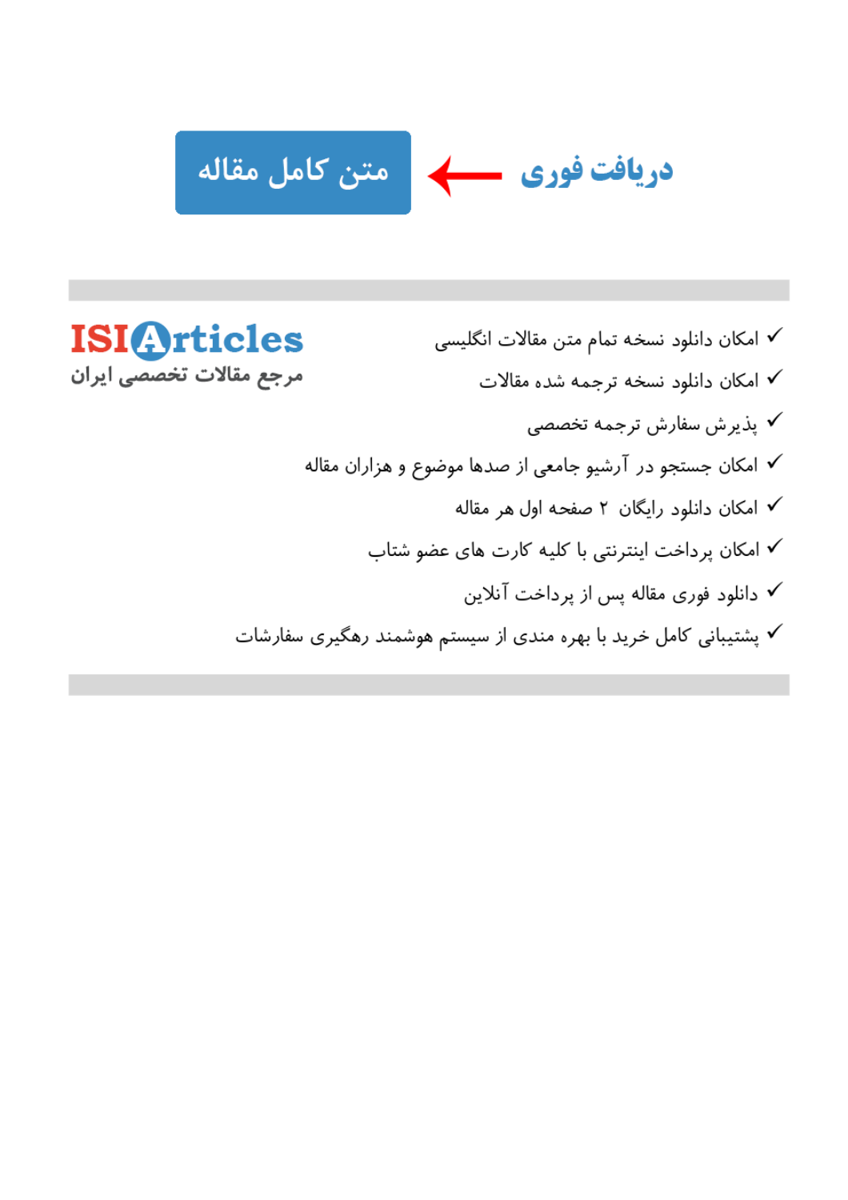دریافت فوری ← **متن کامل مقاله**

---

**ISIArticles**
مرجع مقالات تخصصی ایران

- ✓ امکان دانلود نسخه تمام متن مقالات انگلیسی
- ✓ امکان دانلود نسخه ترجمه شده مقالات
- ✓ پذیرش سفارش ترجمه تخصصی
- ✓ امکان جستجو در آرشیو جامعی از صدها موضوع و هزاران مقاله
- ✓ امکان دانلود رایگان ۲ صفحه اول هر مقاله
- ✓ امکان پرداخت اینترنتی با کلیه کارت های عضو شتاب
- ✓ دانلود فوری مقاله پس از پرداخت آنلاین
- ✓ پشتیبانی کامل خرید با بهره مندی از سیستم هوشمند رهگیری سفارشات

---